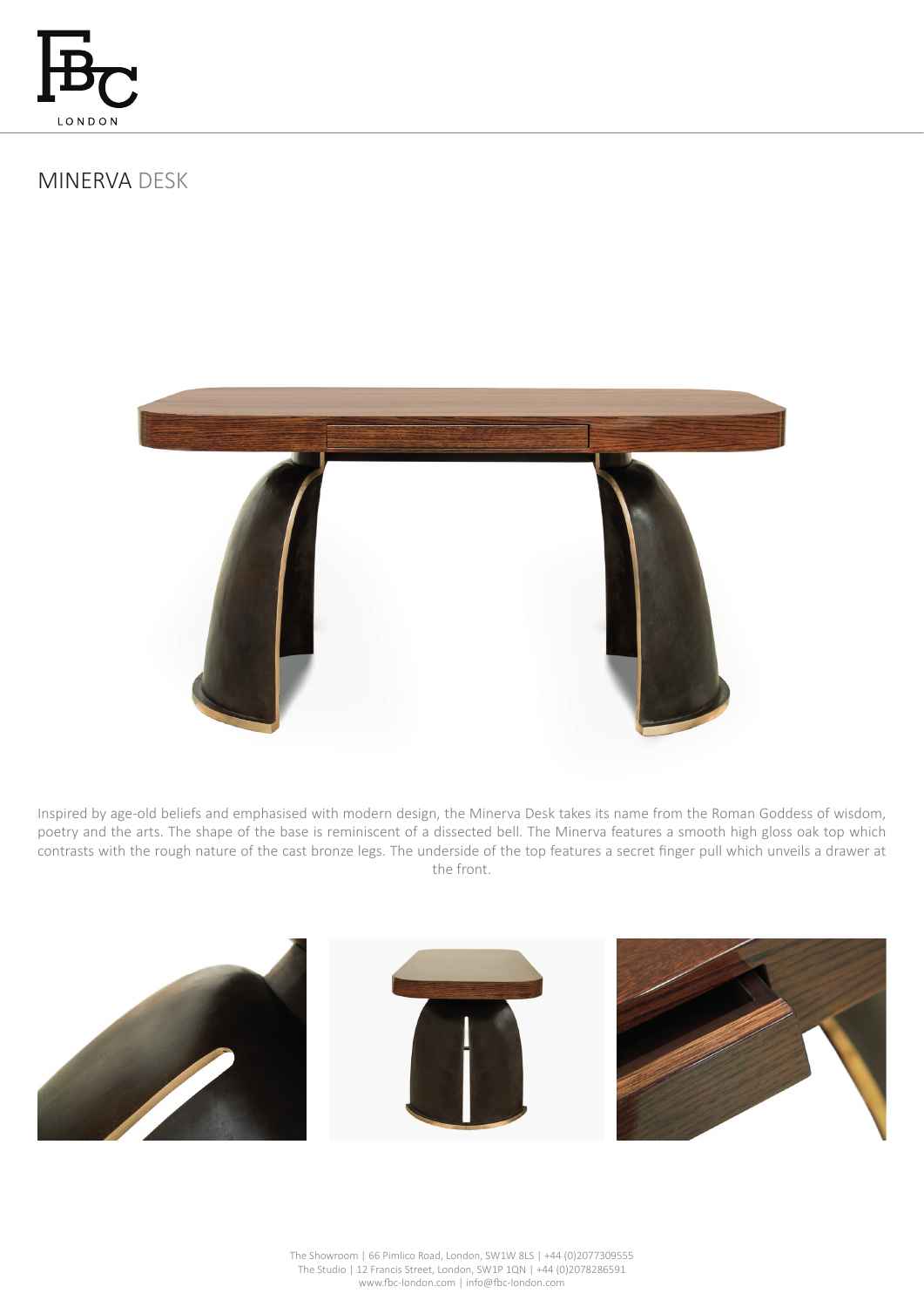# MINERVA DESK

Inspired by age-old beliefs and emphasised with modern design, the Minerva Desk takes its name from the Roman Goddess of wisdom, poetry and the arts. The shape of the base is reminiscent of a dissected bell. The Minerva features a smooth high gloss oak top which contrasts with the rough nature of the cast bronze legs. The underside of the top features a secret finger pull which unveils a drawer at the front.

The Showroom | 66 Pimlico Road, London, SW1W 8LS | +44 (0)2077309555
The Studio | 12 Francis Street, London, SW1P 1QN | +44 (0)2078286591
www.fbc-london.com | info@fbc-london.com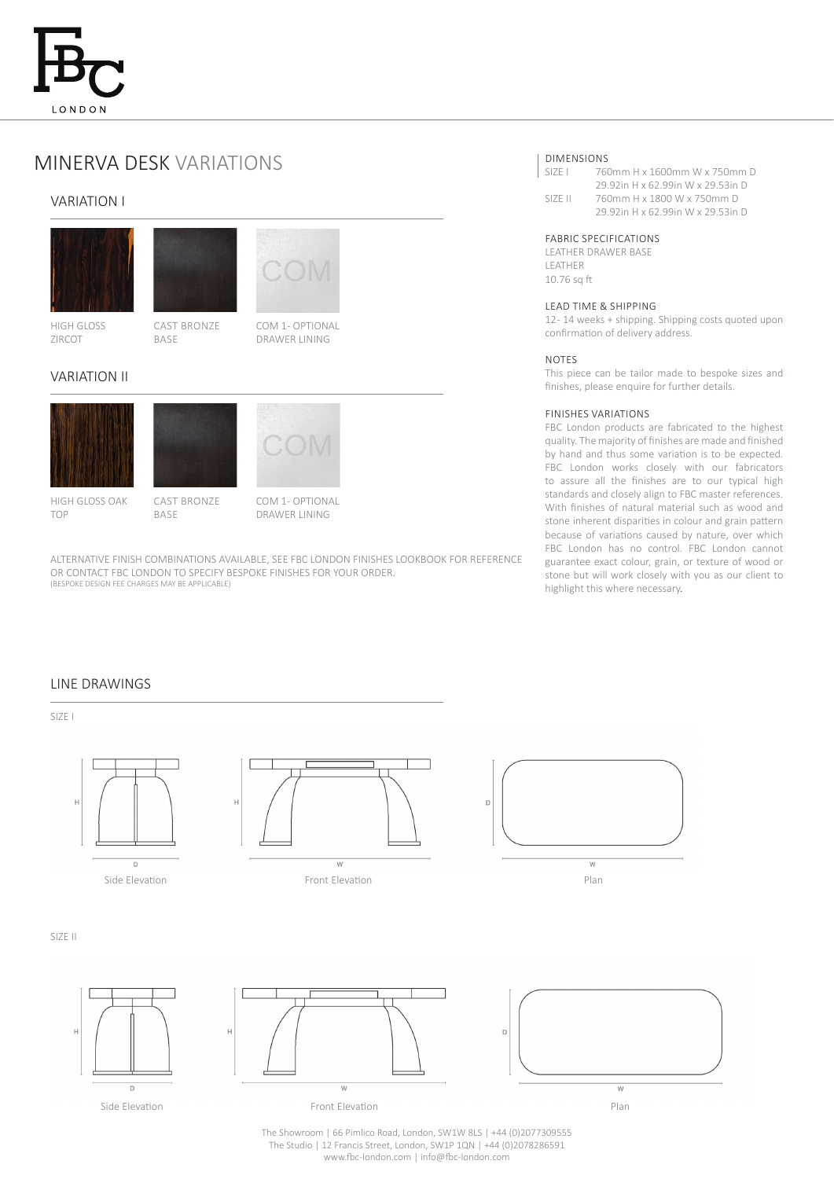# MINERVA DESK VARIATIONS

## VARIATION I

HIGH GLOSS ZIRCOT

CAST BRONZE BASE

COM 1- OPTIONAL DRAWER LINING

## VARIATION II

HIGH GLOSS OAK TOP

CAST BRONZE BASE

COM 1- OPTIONAL DRAWER LINING

ALTERNATIVE FINISH COMBINATIONS AVAILABLE, SEE FBC LONDON FINISHES LOOKBOOK FOR REFERENCE OR CONTACT FBC LONDON TO SPECIFY BESPOKE FINISHES FOR YOUR ORDER.
(BESPOKE DESIGN FEE CHARGES MAY BE APPLICABLE)

### DIMENSIONS

| | |
|---|---|
| SIZE I | 760mm H x 1600mm W x 750mm D<br>29.92in H x 62.99in W x 29.53in D |
| SIZE II | 760mm H x 1800 W x 750mm D<br>29.92in H x 62.99in W x 29.53in D |

### FABRIC SPECIFICATIONS

LEATHER DRAWER BASE
LEATHER
10.76 sq ft

### LEAD TIME & SHIPPING

12- 14 weeks + shipping. Shipping costs quoted upon confirmation of delivery address.

### NOTES

This piece can be tailor made to bespoke sizes and finishes, please enquire for further details.

### FINISHES VARIATIONS

FBC London products are fabricated to the highest quality. The majority of finishes are made and finished by hand and thus some variation is to be expected. FBC London works closely with our fabricators to assure all the finishes are to our typical high standards and closely align to FBC master references. With finishes of natural material such as wood and stone inherent disparities in colour and grain pattern because of variations caused by nature, over which FBC London has no control. FBC London cannot guarantee exact colour, grain, or texture of wood or stone but will work closely with you as our client to highlight this where necessary.

## LINE DRAWINGS

SIZE I

H

D

Side Elevation

H

W

Front Elevation

D

W

Plan

SIZE II

H

D

Side Elevation

H

W

Front Elevation

D

W

Plan

The Showroom | 66 Pimlico Road, London, SW1W 8LS | +44 (0)2077309555
The Studio | 12 Francis Street, London, SW1P 1QN | +44 (0)2078286591
www.fbc-london.com | info@fbc-london.com